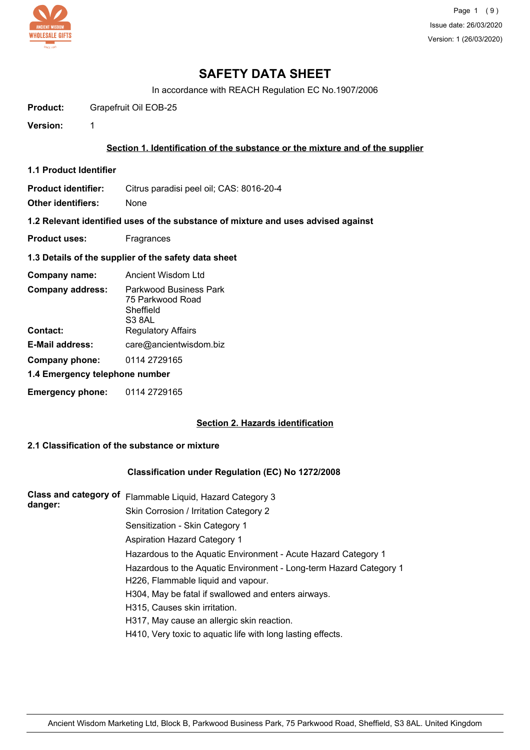# SAFETY DATA SHEET

In accordance with REACH Regulation EC No.1907/2006

**Product:** Grapefruit Oil EOB-25

**Version:** 1

## Section 1. Identification of the substance or the mixture and of the supplier

### 1.1 Product Identifier

**Product identifier:** Citrus paradisi peel oil; CAS: 8016-20-4

**Other identifiers:** None

### 1.2 Relevant identified uses of the substance of mixture and uses advised against

**Product uses:** Fragrances

### 1.3 Details of the supplier of the safety data sheet

**Company name:** Ancient Wisdom Ltd

**Company address:** Parkwood Business Park
75 Parkwood Road
Sheffield
S3 8AL

**Contact:** Regulatory Affairs

**E-Mail address:** care@ancientwisdom.biz

**Company phone:** 0114 2729165

### 1.4 Emergency telephone number

**Emergency phone:** 0114 2729165

## Section 2. Hazards identification

### 2.1 Classification of the substance or mixture

#### Classification under Regulation (EC) No 1272/2008

**Class and category of danger:**

Flammable Liquid, Hazard Category 3
Skin Corrosion / Irritation Category 2
Sensitization - Skin Category 1
Aspiration Hazard Category 1
Hazardous to the Aquatic Environment - Acute Hazard Category 1
Hazardous to the Aquatic Environment - Long-term Hazard Category 1
H226, Flammable liquid and vapour.
H304, May be fatal if swallowed and enters airways.
H315, Causes skin irritation.
H317, May cause an allergic skin reaction.
H410, Very toxic to aquatic life with long lasting effects.

Ancient Wisdom Marketing Ltd, Block B, Parkwood Business Park, 75 Parkwood Road, Sheffield, S3 8AL. United Kingdom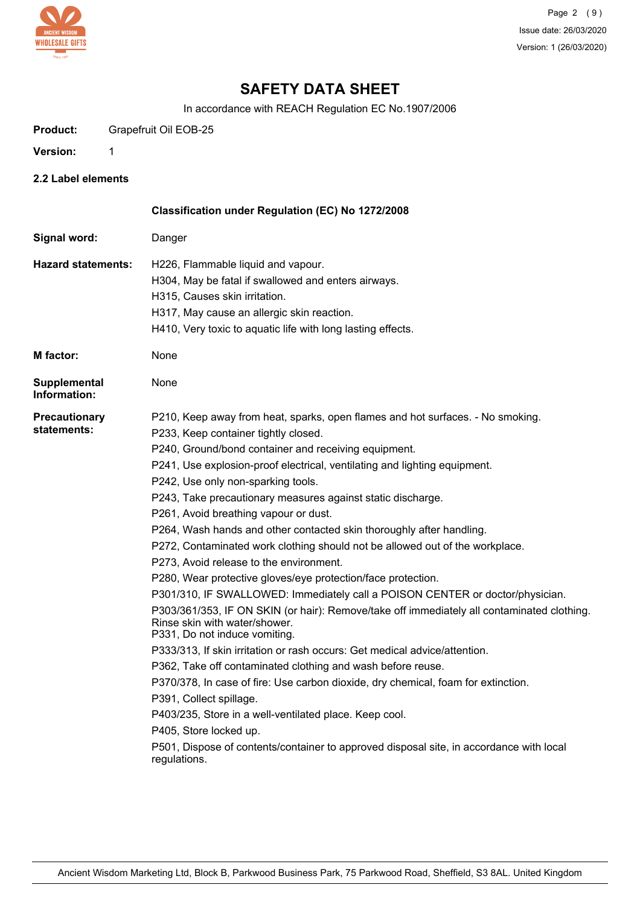# SAFETY DATA SHEET

In accordance with REACH Regulation EC No.1907/2006

**Product:** Grapefruit Oil EOB-25

**Version:** 1

## 2.2 Label elements

### Classification under Regulation (EC) No 1272/2008

**Signal word:** Danger

**Hazard statements:**

H226, Flammable liquid and vapour.
H304, May be fatal if swallowed and enters airways.
H315, Causes skin irritation.
H317, May cause an allergic skin reaction.
H410, Very toxic to aquatic life with long lasting effects.

**M factor:** None

**Supplemental Information:** None

**Precautionary statements:**

P210, Keep away from heat, sparks, open flames and hot surfaces. - No smoking.
P233, Keep container tightly closed.
P240, Ground/bond container and receiving equipment.
P241, Use explosion-proof electrical, ventilating and lighting equipment.
P242, Use only non-sparking tools.
P243, Take precautionary measures against static discharge.
P261, Avoid breathing vapour or dust.
P264, Wash hands and other contacted skin thoroughly after handling.
P272, Contaminated work clothing should not be allowed out of the workplace.
P273, Avoid release to the environment.
P280, Wear protective gloves/eye protection/face protection.
P301/310, IF SWALLOWED: Immediately call a POISON CENTER or doctor/physician.
P303/361/353, IF ON SKIN (or hair): Remove/take off immediately all contaminated clothing. Rinse skin with water/shower.
P331, Do not induce vomiting.
P333/313, If skin irritation or rash occurs: Get medical advice/attention.
P362, Take off contaminated clothing and wash before reuse.
P370/378, In case of fire: Use carbon dioxide, dry chemical, foam for extinction.
P391, Collect spillage.
P403/235, Store in a well-ventilated place. Keep cool.
P405, Store locked up.
P501, Dispose of contents/container to approved disposal site, in accordance with local regulations.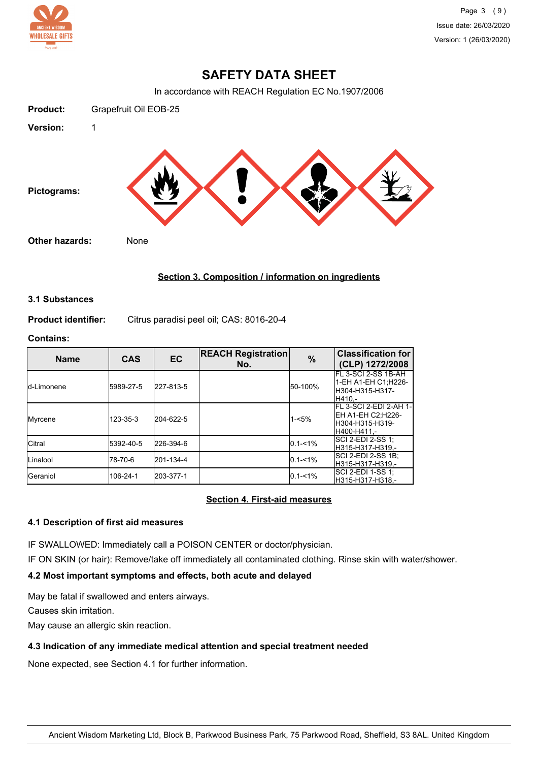# SAFETY DATA SHEET

In accordance with REACH Regulation EC No.1907/2006

**Product:** Grapefruit Oil EOB-25

**Version:** 1

**Pictograms:**

**Other hazards:** None

## Section 3. Composition / information on ingredients

### 3.1 Substances

**Product identifier:** Citrus paradisi peel oil; CAS: 8016-20-4

**Contains:**

| Name | CAS | EC | REACH Registration No. | % | Classification for (CLP) 1272/2008 |
|---|---|---|---|---|---|
| d-Limonene | 5989-27-5 | 227-813-5 | | 50-100% | FL 3-SCI 2-SS 1B-AH 1-EH A1-EH C1;H226-H304-H315-H317-H410,- |
| Myrcene | 123-35-3 | 204-622-5 | | 1-<5% | FL 3-SCI 2-EDI 2-AH 1-EH A1-EH C2;H226-H304-H315-H319-H400-H411,- |
| Citral | 5392-40-5 | 226-394-6 | | 0.1-<1% | SCI 2-EDI 2-SS 1;H315-H317-H319,- |
| Linalool | 78-70-6 | 201-134-4 | | 0.1-<1% | SCI 2-EDI 2-SS 1B;H315-H317-H319,- |
| Geraniol | 106-24-1 | 203-377-1 | | 0.1-<1% | SCI 2-EDI 1-SS 1;H315-H317-H318,- |

## Section 4. First-aid measures

### 4.1 Description of first aid measures

IF SWALLOWED: Immediately call a POISON CENTER or doctor/physician.

IF ON SKIN (or hair): Remove/take off immediately all contaminated clothing. Rinse skin with water/shower.

### 4.2 Most important symptoms and effects, both acute and delayed

May be fatal if swallowed and enters airways.

Causes skin irritation.

May cause an allergic skin reaction.

### 4.3 Indication of any immediate medical attention and special treatment needed

None expected, see Section 4.1 for further information.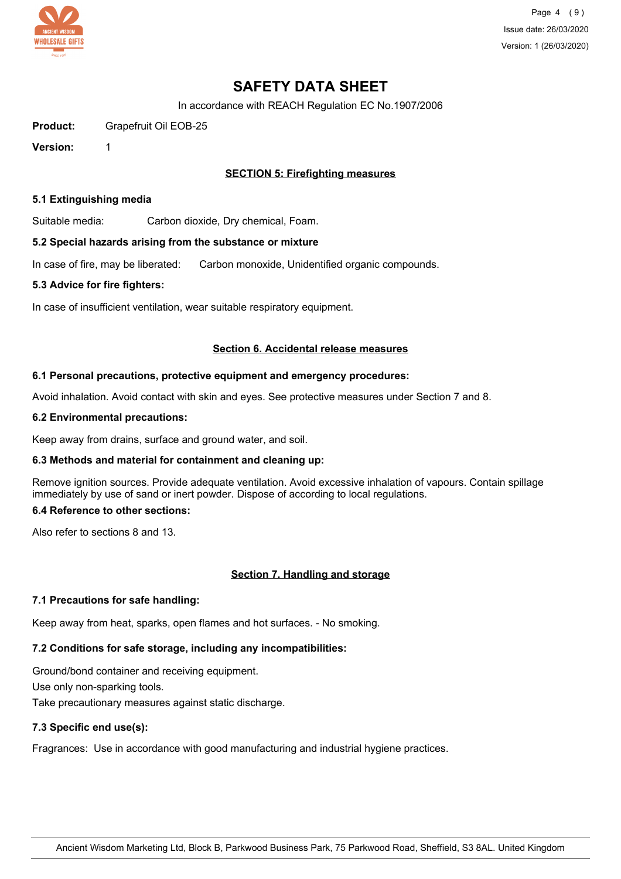# SAFETY DATA SHEET

In accordance with REACH Regulation EC No.1907/2006

**Product:** Grapefruit Oil EOB-25

**Version:** 1

## SECTION 5: Firefighting measures

### 5.1 Extinguishing media

Suitable media: Carbon dioxide, Dry chemical, Foam.

### 5.2 Special hazards arising from the substance or mixture

In case of fire, may be liberated: Carbon monoxide, Unidentified organic compounds.

### 5.3 Advice for fire fighters:

In case of insufficient ventilation, wear suitable respiratory equipment.

## Section 6. Accidental release measures

### 6.1 Personal precautions, protective equipment and emergency procedures:

Avoid inhalation. Avoid contact with skin and eyes. See protective measures under Section 7 and 8.

### 6.2 Environmental precautions:

Keep away from drains, surface and ground water, and soil.

### 6.3 Methods and material for containment and cleaning up:

Remove ignition sources. Provide adequate ventilation. Avoid excessive inhalation of vapours. Contain spillage immediately by use of sand or inert powder. Dispose of according to local regulations.

### 6.4 Reference to other sections:

Also refer to sections 8 and 13.

## Section 7. Handling and storage

### 7.1 Precautions for safe handling:

Keep away from heat, sparks, open flames and hot surfaces. - No smoking.

### 7.2 Conditions for safe storage, including any incompatibilities:

Ground/bond container and receiving equipment.
Use only non-sparking tools.
Take precautionary measures against static discharge.

### 7.3 Specific end use(s):

Fragrances: Use in accordance with good manufacturing and industrial hygiene practices.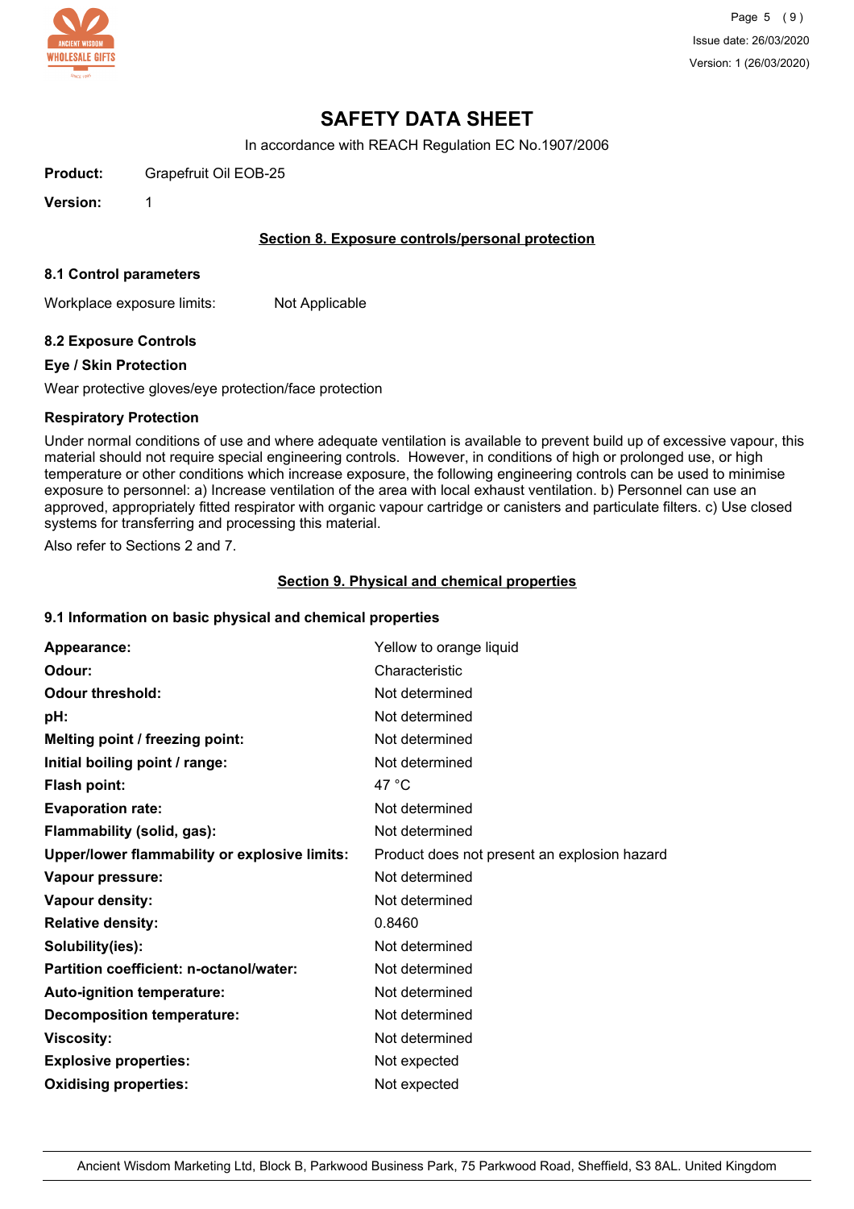# SAFETY DATA SHEET

In accordance with REACH Regulation EC No.1907/2006

**Product:** Grapefruit Oil EOB-25

**Version:** 1

## Section 8. Exposure controls/personal protection

### 8.1 Control parameters

Workplace exposure limits: Not Applicable

### 8.2 Exposure Controls

**Eye / Skin Protection**

Wear protective gloves/eye protection/face protection

**Respiratory Protection**

Under normal conditions of use and where adequate ventilation is available to prevent build up of excessive vapour, this material should not require special engineering controls. However, in conditions of high or prolonged use, or high temperature or other conditions which increase exposure, the following engineering controls can be used to minimise exposure to personnel: a) Increase ventilation of the area with local exhaust ventilation. b) Personnel can use an approved, appropriately fitted respirator with organic vapour cartridge or canisters and particulate filters. c) Use closed systems for transferring and processing this material.

Also refer to Sections 2 and 7.

## Section 9. Physical and chemical properties

### 9.1 Information on basic physical and chemical properties

| | |
|---|---|
| **Appearance:** | Yellow to orange liquid |
| **Odour:** | Characteristic |
| **Odour threshold:** | Not determined |
| **pH:** | Not determined |
| **Melting point / freezing point:** | Not determined |
| **Initial boiling point / range:** | Not determined |
| **Flash point:** | 47 °C |
| **Evaporation rate:** | Not determined |
| **Flammability (solid, gas):** | Not determined |
| **Upper/lower flammability or explosive limits:** | Product does not present an explosion hazard |
| **Vapour pressure:** | Not determined |
| **Vapour density:** | Not determined |
| **Relative density:** | 0.8460 |
| **Solubility(ies):** | Not determined |
| **Partition coefficient: n-octanol/water:** | Not determined |
| **Auto-ignition temperature:** | Not determined |
| **Decomposition temperature:** | Not determined |
| **Viscosity:** | Not determined |
| **Explosive properties:** | Not expected |
| **Oxidising properties:** | Not expected |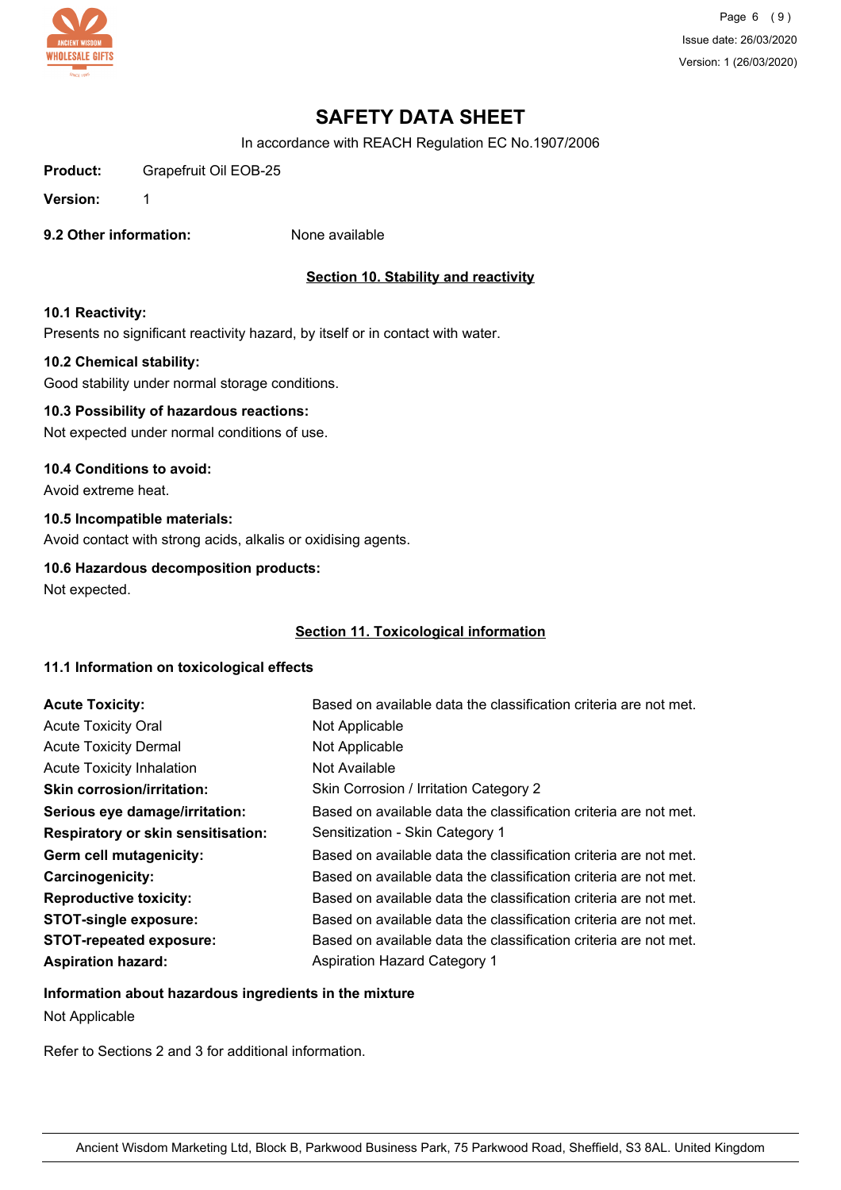# SAFETY DATA SHEET

In accordance with REACH Regulation EC No.1907/2006

**Product:** Grapefruit Oil EOB-25

**Version:** 1

**9.2 Other information:** None available

## Section 10. Stability and reactivity

**10.1 Reactivity:**

Presents no significant reactivity hazard, by itself or in contact with water.

**10.2 Chemical stability:**

Good stability under normal storage conditions.

**10.3 Possibility of hazardous reactions:**

Not expected under normal conditions of use.

**10.4 Conditions to avoid:**

Avoid extreme heat.

**10.5 Incompatible materials:**

Avoid contact with strong acids, alkalis or oxidising agents.

**10.6 Hazardous decomposition products:**

Not expected.

## Section 11. Toxicological information

**11.1 Information on toxicological effects**

| | |
|---|---|
| **Acute Toxicity:** | Based on available data the classification criteria are not met. |
| Acute Toxicity Oral | Not Applicable |
| Acute Toxicity Dermal | Not Applicable |
| Acute Toxicity Inhalation | Not Available |
| **Skin corrosion/irritation:** | Skin Corrosion / Irritation Category 2 |
| **Serious eye damage/irritation:** | Based on available data the classification criteria are not met. |
| **Respiratory or skin sensitisation:** | Sensitization - Skin Category 1 |
| **Germ cell mutagenicity:** | Based on available data the classification criteria are not met. |
| **Carcinogenicity:** | Based on available data the classification criteria are not met. |
| **Reproductive toxicity:** | Based on available data the classification criteria are not met. |
| **STOT-single exposure:** | Based on available data the classification criteria are not met. |
| **STOT-repeated exposure:** | Based on available data the classification criteria are not met. |
| **Aspiration hazard:** | Aspiration Hazard Category 1 |

**Information about hazardous ingredients in the mixture**

Not Applicable

Refer to Sections 2 and 3 for additional information.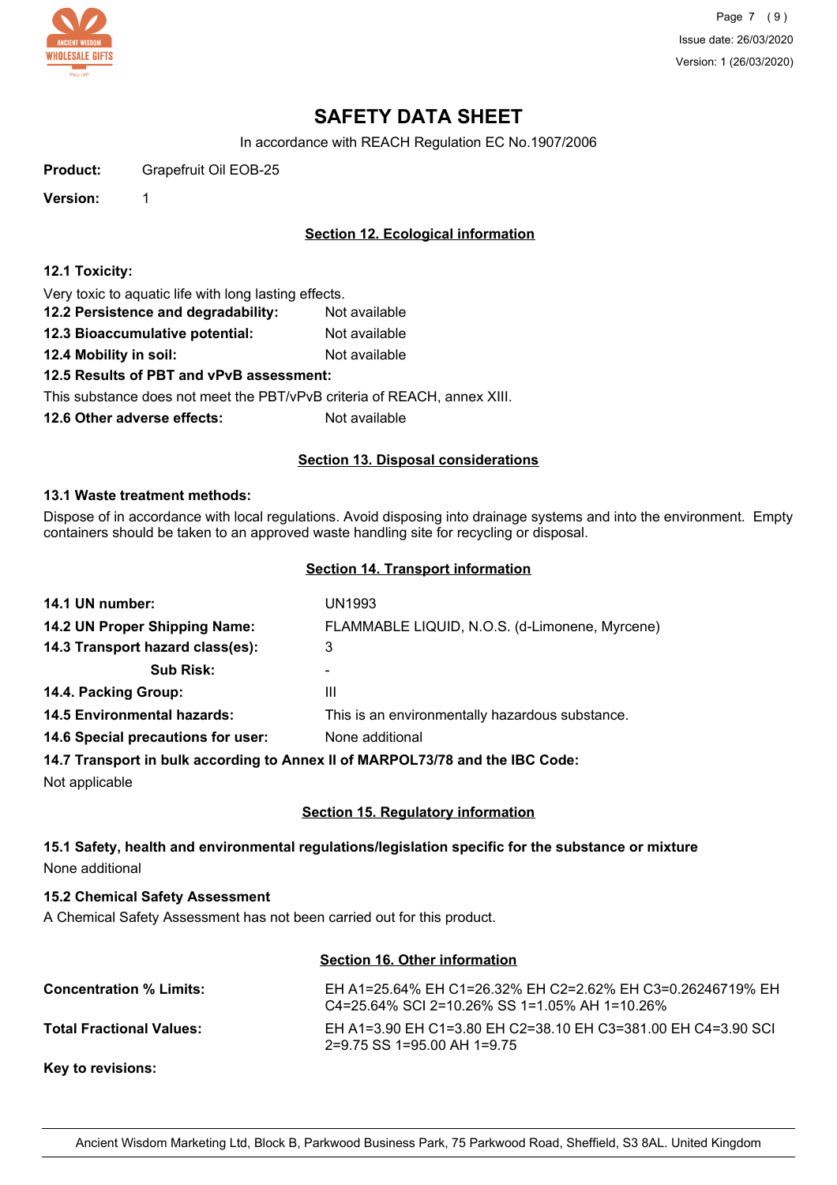# SAFETY DATA SHEET

In accordance with REACH Regulation EC No.1907/2006

**Product:** Grapefruit Oil EOB-25

**Version:** 1

## Section 12. Ecological information

**12.1 Toxicity:**

Very toxic to aquatic life with long lasting effects.

**12.2 Persistence and degradability:** Not available

**12.3 Bioaccumulative potential:** Not available

**12.4 Mobility in soil:** Not available

**12.5 Results of PBT and vPvB assessment:**

This substance does not meet the PBT/vPvB criteria of REACH, annex XIII.

**12.6 Other adverse effects:** Not available

## Section 13. Disposal considerations

**13.1 Waste treatment methods:**

Dispose of in accordance with local regulations. Avoid disposing into drainage systems and into the environment. Empty containers should be taken to an approved waste handling site for recycling or disposal.

## Section 14. Transport information

**14.1 UN number:** UN1993

**14.2 UN Proper Shipping Name:** FLAMMABLE LIQUID, N.O.S. (d-Limonene, Myrcene)

**14.3 Transport hazard class(es):** 3

**Sub Risk:** -

**14.4. Packing Group:** III

**14.5 Environmental hazards:** This is an environmentally hazardous substance.

**14.6 Special precautions for user:** None additional

**14.7 Transport in bulk according to Annex II of MARPOL73/78 and the IBC Code:**

Not applicable

## Section 15. Regulatory information

**15.1 Safety, health and environmental regulations/legislation specific for the substance or mixture**

None additional

**15.2 Chemical Safety Assessment**

A Chemical Safety Assessment has not been carried out for this product.

## Section 16. Other information

**Concentration % Limits:** EH A1=25.64% EH C1=26.32% EH C2=2.62% EH C3=0.26246719% EH C4=25.64% SCI 2=10.26% SS 1=1.05% AH 1=10.26%

**Total Fractional Values:** EH A1=3.90 EH C1=3.80 EH C2=38.10 EH C3=381.00 EH C4=3.90 SCI 2=9.75 SS 1=95.00 AH 1=9.75

**Key to revisions:**

Ancient Wisdom Marketing Ltd, Block B, Parkwood Business Park, 75 Parkwood Road, Sheffield, S3 8AL. United Kingdom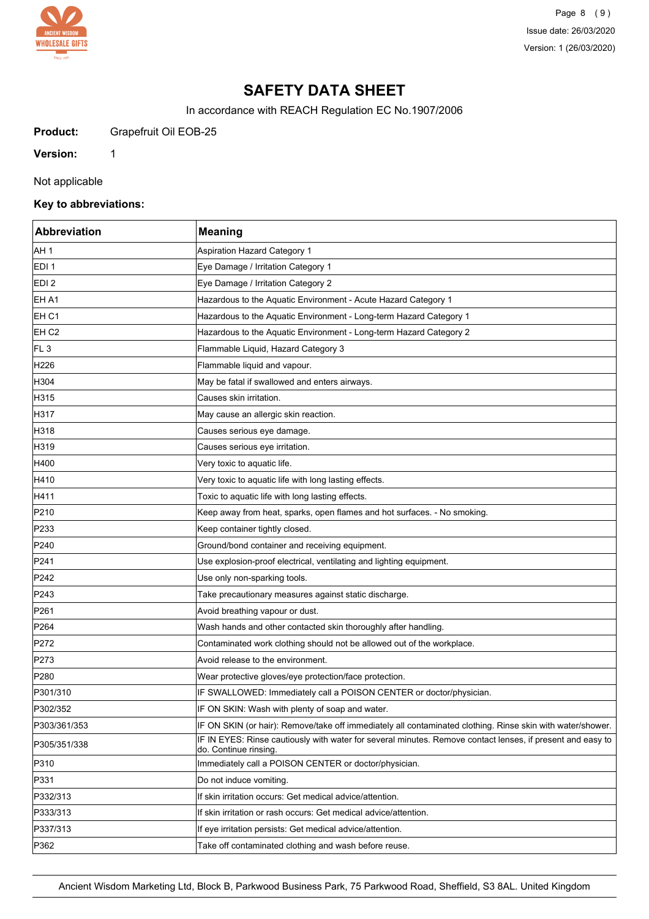# SAFETY DATA SHEET

In accordance with REACH Regulation EC No.1907/2006

**Product:** Grapefruit Oil EOB-25

**Version:** 1

Not applicable

**Key to abbreviations:**

| Abbreviation | Meaning |
|---|---|
| AH 1 | Aspiration Hazard Category 1 |
| EDI 1 | Eye Damage / Irritation Category 1 |
| EDI 2 | Eye Damage / Irritation Category 2 |
| EH A1 | Hazardous to the Aquatic Environment - Acute Hazard Category 1 |
| EH C1 | Hazardous to the Aquatic Environment - Long-term Hazard Category 1 |
| EH C2 | Hazardous to the Aquatic Environment - Long-term Hazard Category 2 |
| FL 3 | Flammable Liquid, Hazard Category 3 |
| H226 | Flammable liquid and vapour. |
| H304 | May be fatal if swallowed and enters airways. |
| H315 | Causes skin irritation. |
| H317 | May cause an allergic skin reaction. |
| H318 | Causes serious eye damage. |
| H319 | Causes serious eye irritation. |
| H400 | Very toxic to aquatic life. |
| H410 | Very toxic to aquatic life with long lasting effects. |
| H411 | Toxic to aquatic life with long lasting effects. |
| P210 | Keep away from heat, sparks, open flames and hot surfaces. - No smoking. |
| P233 | Keep container tightly closed. |
| P240 | Ground/bond container and receiving equipment. |
| P241 | Use explosion-proof electrical, ventilating and lighting equipment. |
| P242 | Use only non-sparking tools. |
| P243 | Take precautionary measures against static discharge. |
| P261 | Avoid breathing vapour or dust. |
| P264 | Wash hands and other contacted skin thoroughly after handling. |
| P272 | Contaminated work clothing should not be allowed out of the workplace. |
| P273 | Avoid release to the environment. |
| P280 | Wear protective gloves/eye protection/face protection. |
| P301/310 | IF SWALLOWED: Immediately call a POISON CENTER or doctor/physician. |
| P302/352 | IF ON SKIN: Wash with plenty of soap and water. |
| P303/361/353 | IF ON SKIN (or hair): Remove/take off immediately all contaminated clothing. Rinse skin with water/shower. |
| P305/351/338 | IF IN EYES: Rinse cautiously with water for several minutes. Remove contact lenses, if present and easy to do. Continue rinsing. |
| P310 | Immediately call a POISON CENTER or doctor/physician. |
| P331 | Do not induce vomiting. |
| P332/313 | If skin irritation occurs: Get medical advice/attention. |
| P333/313 | If skin irritation or rash occurs: Get medical advice/attention. |
| P337/313 | If eye irritation persists: Get medical advice/attention. |
| P362 | Take off contaminated clothing and wash before reuse. |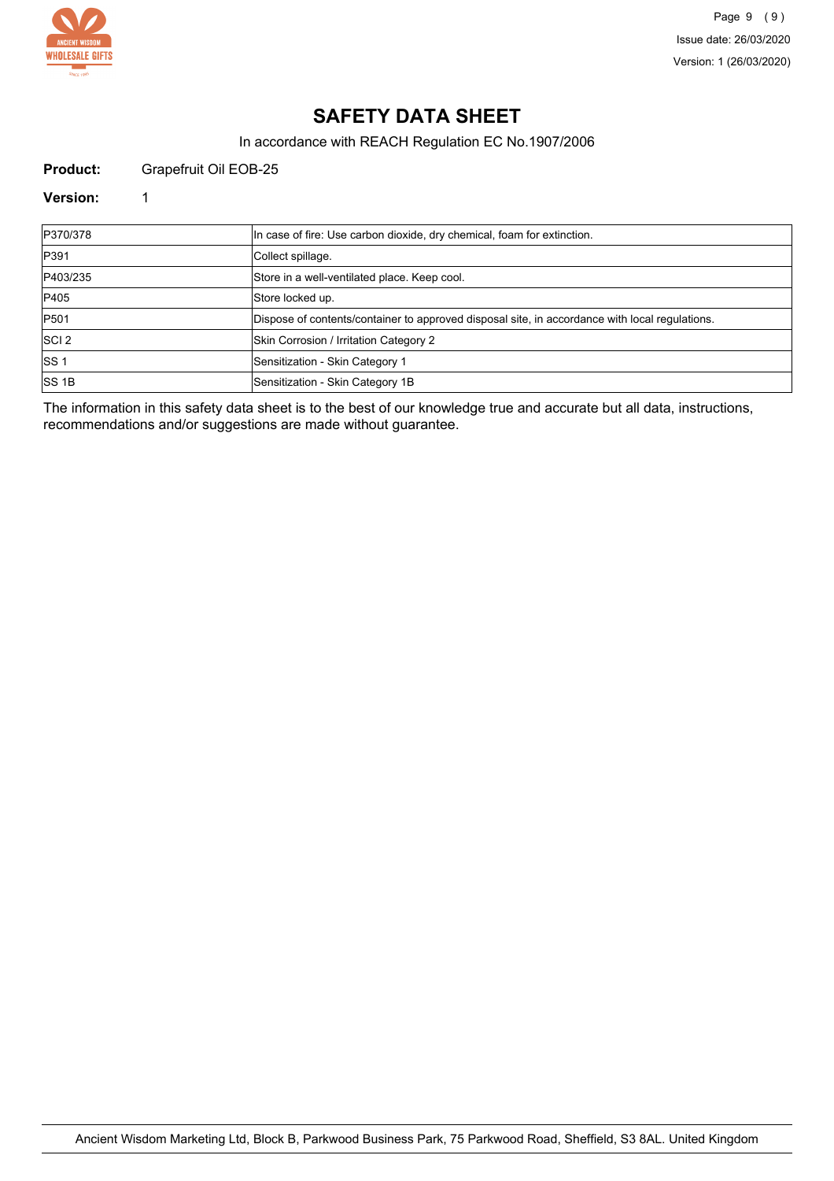# SAFETY DATA SHEET

In accordance with REACH Regulation EC No.1907/2006

**Product:** Grapefruit Oil EOB-25

**Version:** 1

| | |
|---|---|
| P370/378 | In case of fire: Use carbon dioxide, dry chemical, foam for extinction. |
| P391 | Collect spillage. |
| P403/235 | Store in a well-ventilated place. Keep cool. |
| P405 | Store locked up. |
| P501 | Dispose of contents/container to approved disposal site, in accordance with local regulations. |
| SCI 2 | Skin Corrosion / Irritation Category 2 |
| SS 1 | Sensitization - Skin Category 1 |
| SS 1B | Sensitization - Skin Category 1B |

The information in this safety data sheet is to the best of our knowledge true and accurate but all data, instructions, recommendations and/or suggestions are made without guarantee.